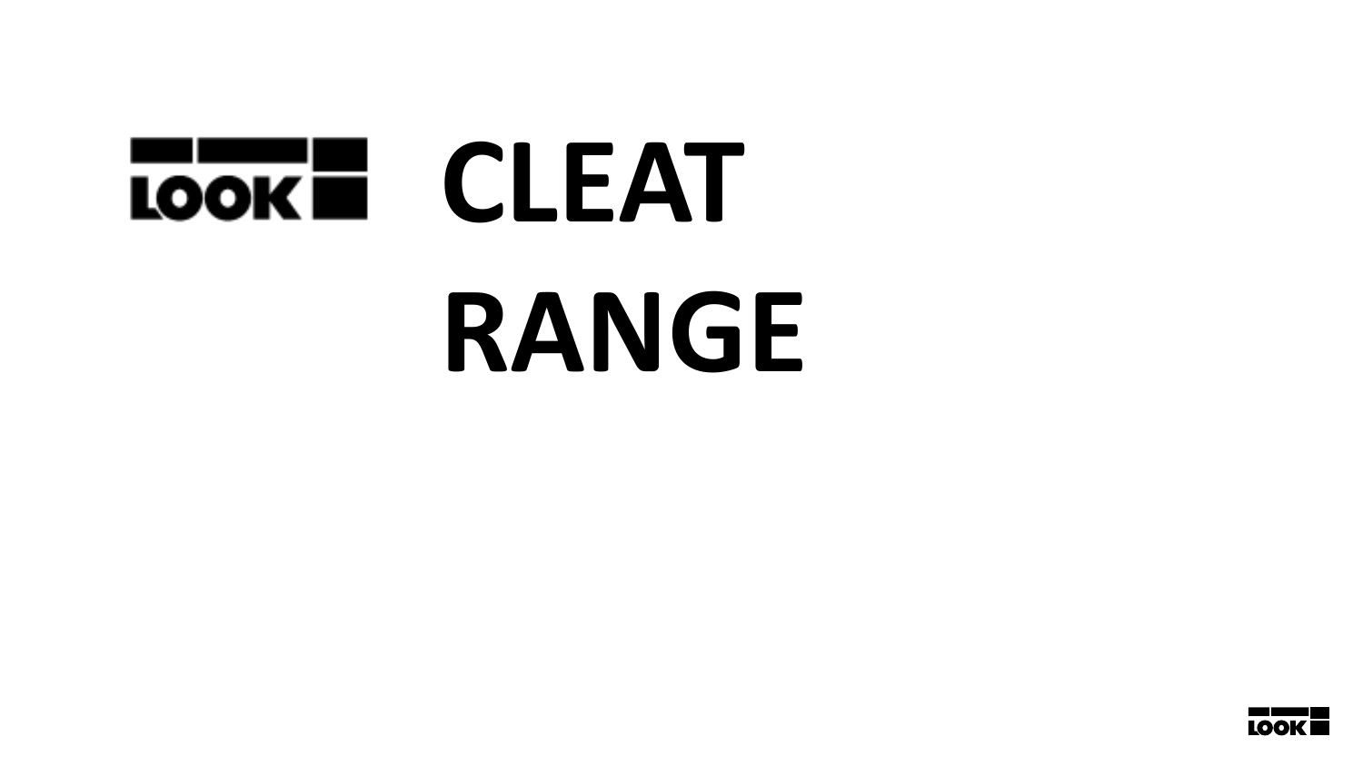LOOK

# CLEAT RANGE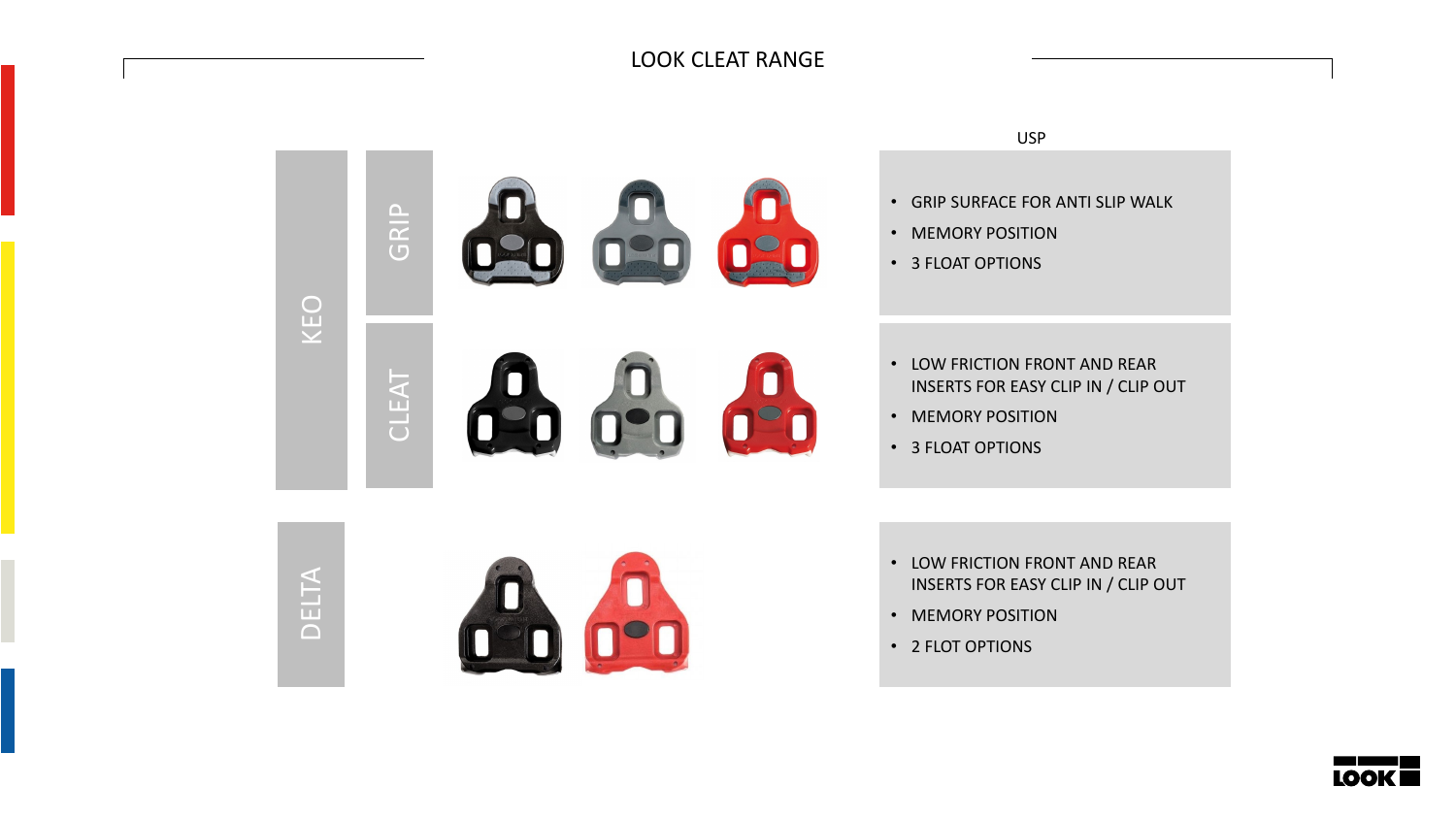# LOOK CLEAT RANGE

| | | USP |
|---|---|---|
| KEO | GRIP | • GRIP SURFACE FOR ANTI SLIP WALK<br>• MEMORY POSITION<br>• 3 FLOAT OPTIONS |
| | CLEAT | • LOW FRICTION FRONT AND REAR INSERTS FOR EASY CLIP IN / CLIP OUT<br>• MEMORY POSITION<br>• 3 FLOAT OPTIONS |
| DELTA | | • LOW FRICTION FRONT AND REAR INSERTS FOR EASY CLIP IN / CLIP OUT<br>• MEMORY POSITION<br>• 2 FLOT OPTIONS |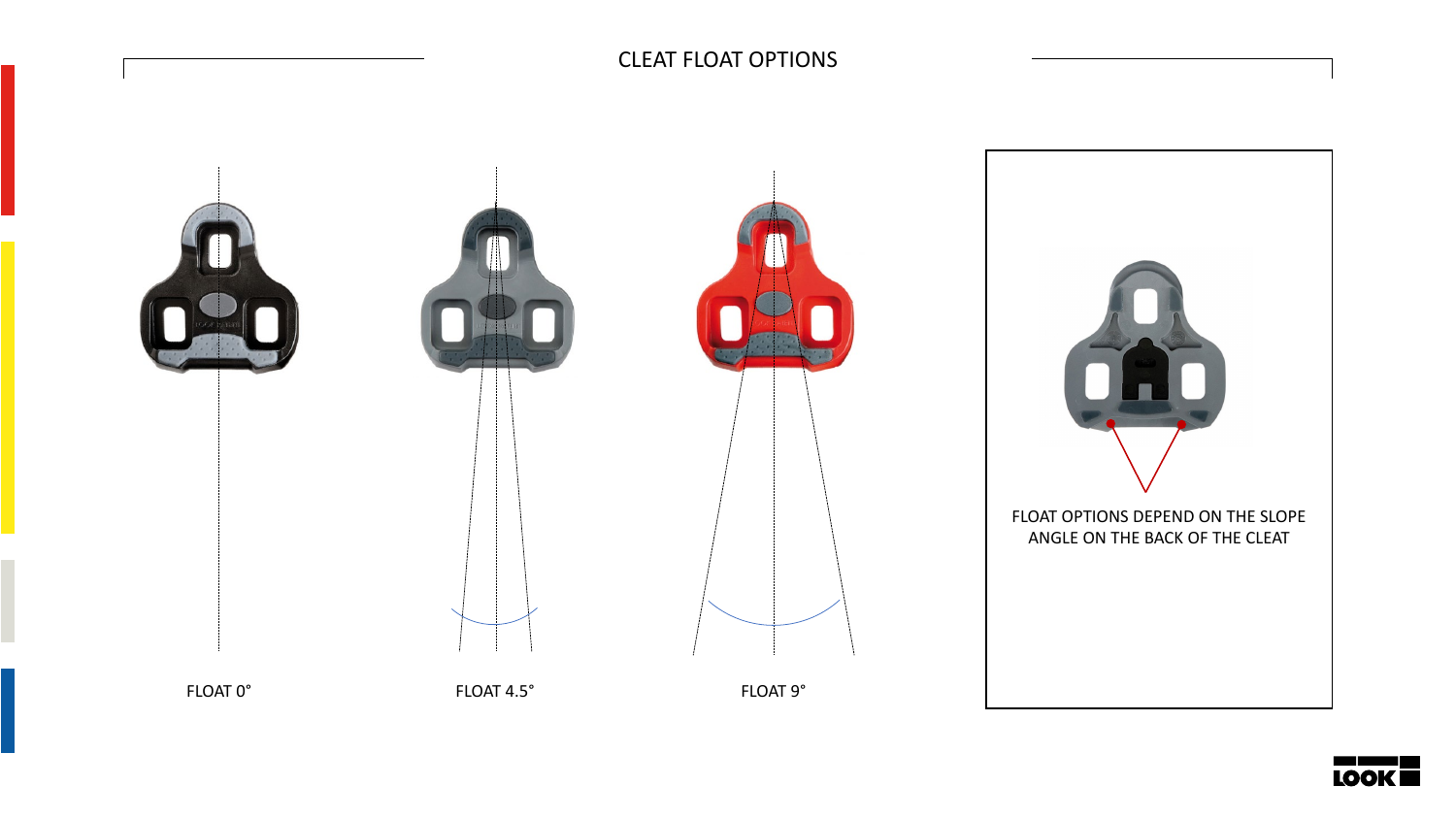# CLEAT FLOAT OPTIONS

FLOAT 0°

FLOAT 4.5°

FLOAT 9°

FLOAT OPTIONS DEPEND ON THE SLOPE ANGLE ON THE BACK OF THE CLEAT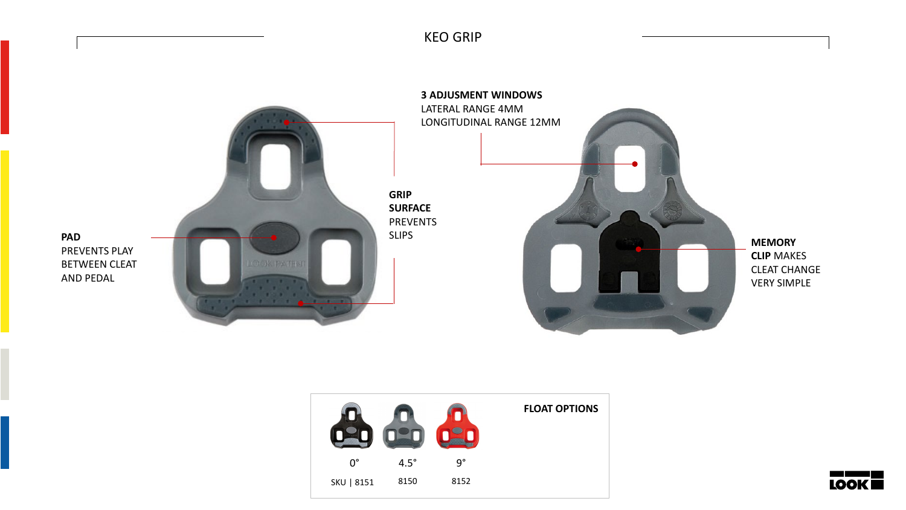# KEO GRIP

**3 ADJUSMENT WINDOWS**
LATERAL RANGE 4MM
LONGITUDINAL RANGE 12MM

**GRIP SURFACE** PREVENTS SLIPS

**PAD** PREVENTS PLAY BETWEEN CLEAT AND PEDAL

**MEMORY CLIP** MAKES CLEAT CHANGE VERY SIMPLE

**FLOAT OPTIONS**

| 0° | 4.5° | 9° |
|---|---|---|
| SKU \| 8151 | 8150 | 8152 |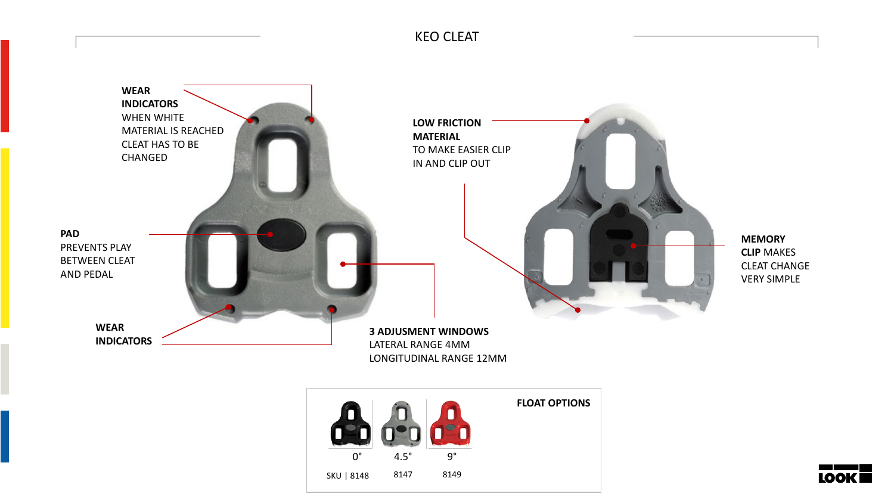# KEO CLEAT

**WEAR INDICATORS** WHEN WHITE MATERIAL IS REACHED CLEAT HAS TO BE CHANGED

**PAD** PREVENTS PLAY BETWEEN CLEAT AND PEDAL

**WEAR INDICATORS**

**LOW FRICTION MATERIAL** TO MAKE EASIER CLIP IN AND CLIP OUT

**3 ADJUSMENT WINDOWS** LATERAL RANGE 4MM LONGITUDINAL RANGE 12MM

**MEMORY CLIP** MAKES CLEAT CHANGE VERY SIMPLE

**FLOAT OPTIONS**

| Float | 0° | 4.5° | 9° |
|---|---|---|---|
| SKU | 8148 | 8147 | 8149 |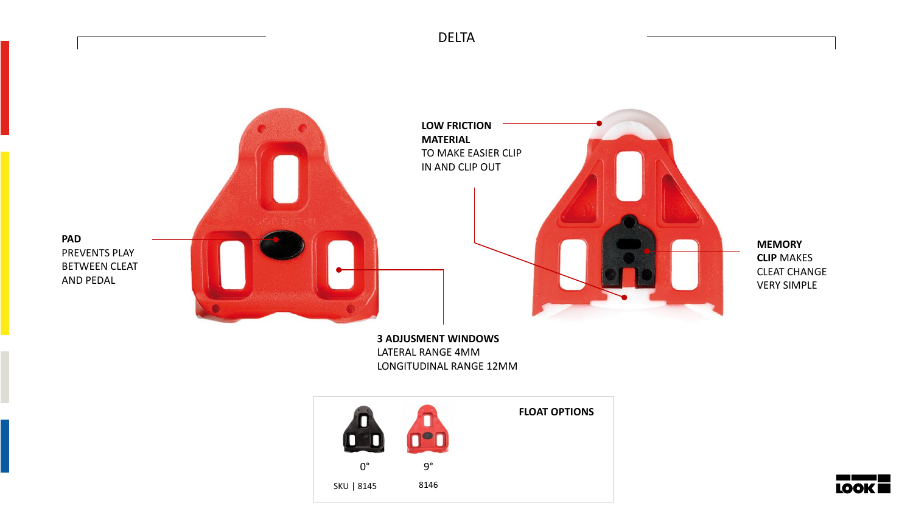# DELTA

**PAD**
PREVENTS PLAY
BETWEEN CLEAT
AND PEDAL

**LOW FRICTION MATERIAL**
TO MAKE EASIER CLIP
IN AND CLIP OUT

**MEMORY CLIP** MAKES
CLEAT CHANGE
VERY SIMPLE

**3 ADJUSMENT WINDOWS**
LATERAL RANGE 4MM
LONGITUDINAL RANGE 12MM

**FLOAT OPTIONS**

| | 0° | 9° |
|---|---|---|
| SKU | 8145 | 8146 |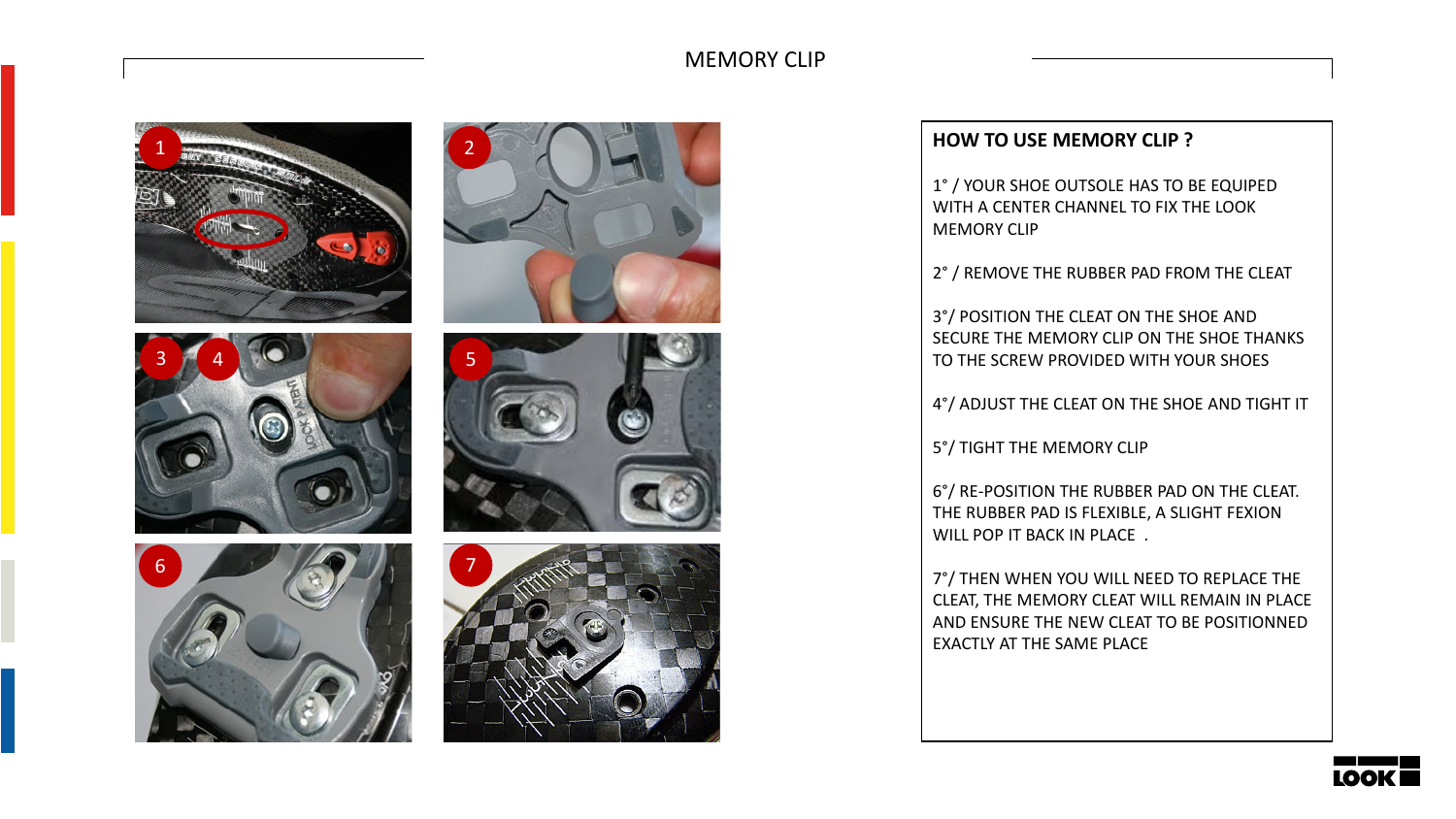# MEMORY CLIP

## HOW TO USE MEMORY CLIP ?

1° / YOUR SHOE OUTSOLE HAS TO BE EQUIPED WITH A CENTER CHANNEL TO FIX THE LOOK MEMORY CLIP

2° / REMOVE THE RUBBER PAD FROM THE CLEAT

3°/ POSITION THE CLEAT ON THE SHOE AND SECURE THE MEMORY CLIP ON THE SHOE THANKS TO THE SCREW PROVIDED WITH YOUR SHOES

4°/ ADJUST THE CLEAT ON THE SHOE AND TIGHT IT

5°/ TIGHT THE MEMORY CLIP

6°/ RE-POSITION THE RUBBER PAD ON THE CLEAT. THE RUBBER PAD IS FLEXIBLE, A SLIGHT FEXION WILL POP IT BACK IN PLACE .

7°/ THEN WHEN YOU WILL NEED TO REPLACE THE CLEAT, THE MEMORY CLEAT WILL REMAIN IN PLACE AND ENSURE THE NEW CLEAT TO BE POSITIONNED EXACTLY AT THE SAME PLACE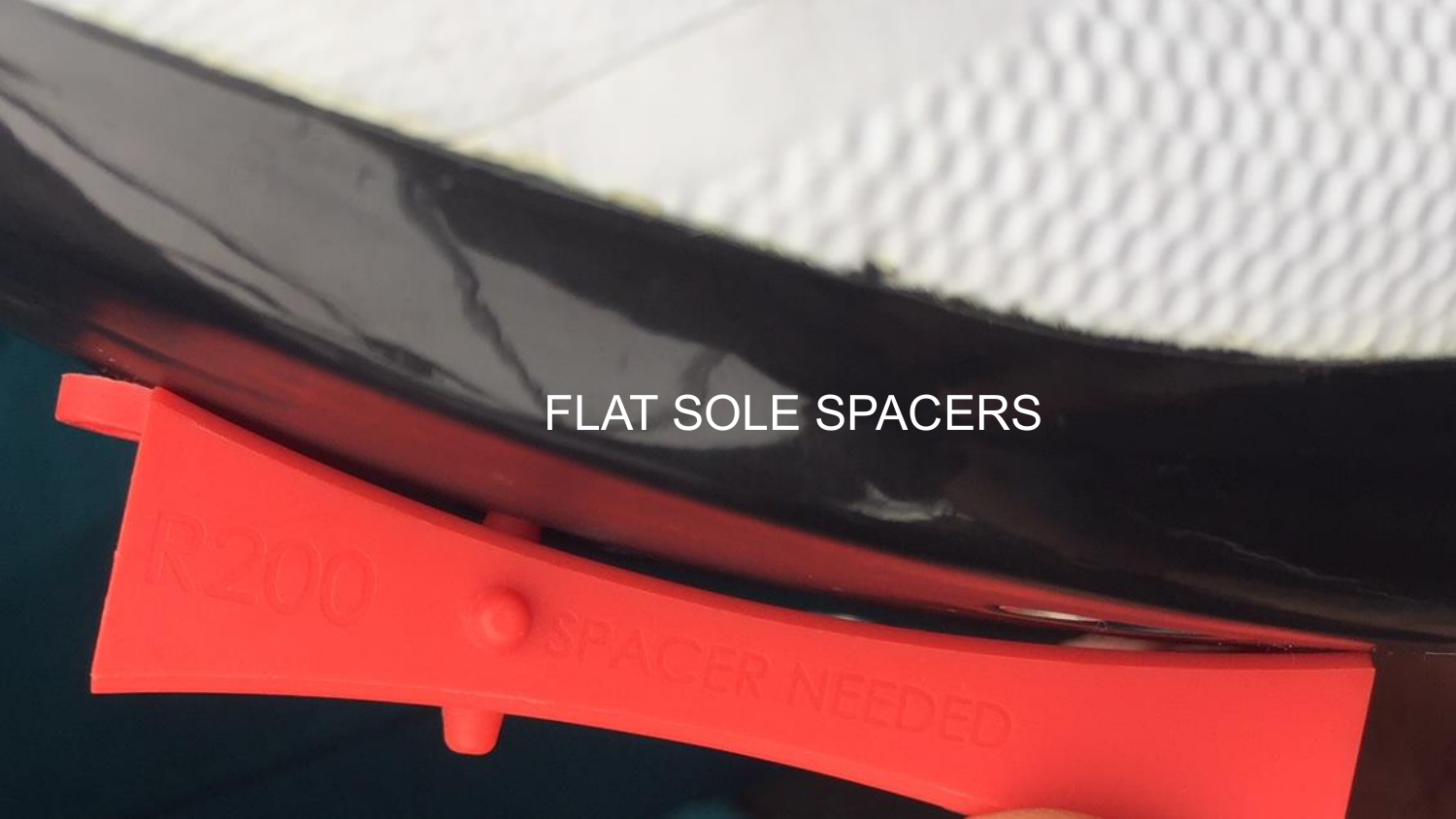FLAT SOLE SPACERS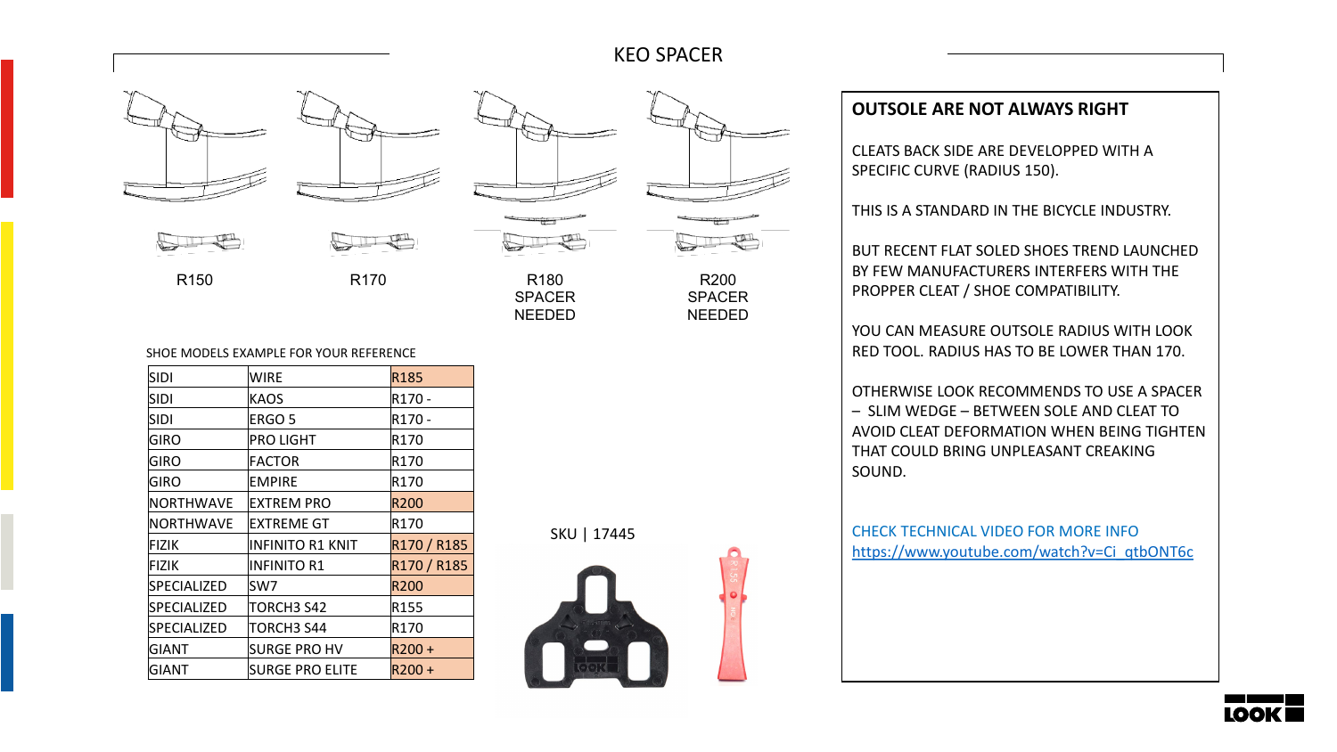# KEO SPACER

R150

R170

R180
SPACER
NEEDED

R200
SPACER
NEEDED

SHOE MODELS EXAMPLE FOR YOUR REFERENCE

| | | |
|---|---|---|
| SIDI | WIRE | R185 |
| SIDI | KAOS | R170 - |
| SIDI | ERGO 5 | R170 - |
| GIRO | PRO LIGHT | R170 |
| GIRO | FACTOR | R170 |
| GIRO | EMPIRE | R170 |
| NORTHWAVE | EXTREM PRO | R200 |
| NORTHWAVE | EXTREME GT | R170 |
| FIZIK | INFINITO R1 KNIT | R170 / R185 |
| FIZIK | INFINITO R1 | R170 / R185 |
| SPECIALIZED | SW7 | R200 |
| SPECIALIZED | TORCH3 S42 | R155 |
| SPECIALIZED | TORCH3 S44 | R170 |
| GIANT | SURGE PRO HV | R200 + |
| GIANT | SURGE PRO ELITE | R200 + |

SKU | 17445

## OUTSOLE ARE NOT ALWAYS RIGHT

CLEATS BACK SIDE ARE DEVELOPPED WITH A SPECIFIC CURVE (RADIUS 150).

THIS IS A STANDARD IN THE BICYCLE INDUSTRY.

BUT RECENT FLAT SOLED SHOES TREND LAUNCHED BY FEW MANUFACTURERS INTERFERS WITH THE PROPPER CLEAT / SHOE COMPATIBILITY.

YOU CAN MEASURE OUTSOLE RADIUS WITH LOOK RED TOOL. RADIUS HAS TO BE LOWER THAN 170.

OTHERWISE LOOK RECOMMENDS TO USE A SPACER – SLIM WEDGE – BETWEEN SOLE AND CLEAT TO AVOID CLEAT DEFORMATION WHEN BEING TIGHTEN THAT COULD BRING UNPLEASANT CREAKING SOUND.

CHECK TECHNICAL VIDEO FOR MORE INFO
https://www.youtube.com/watch?v=Ci_qtbONT6c